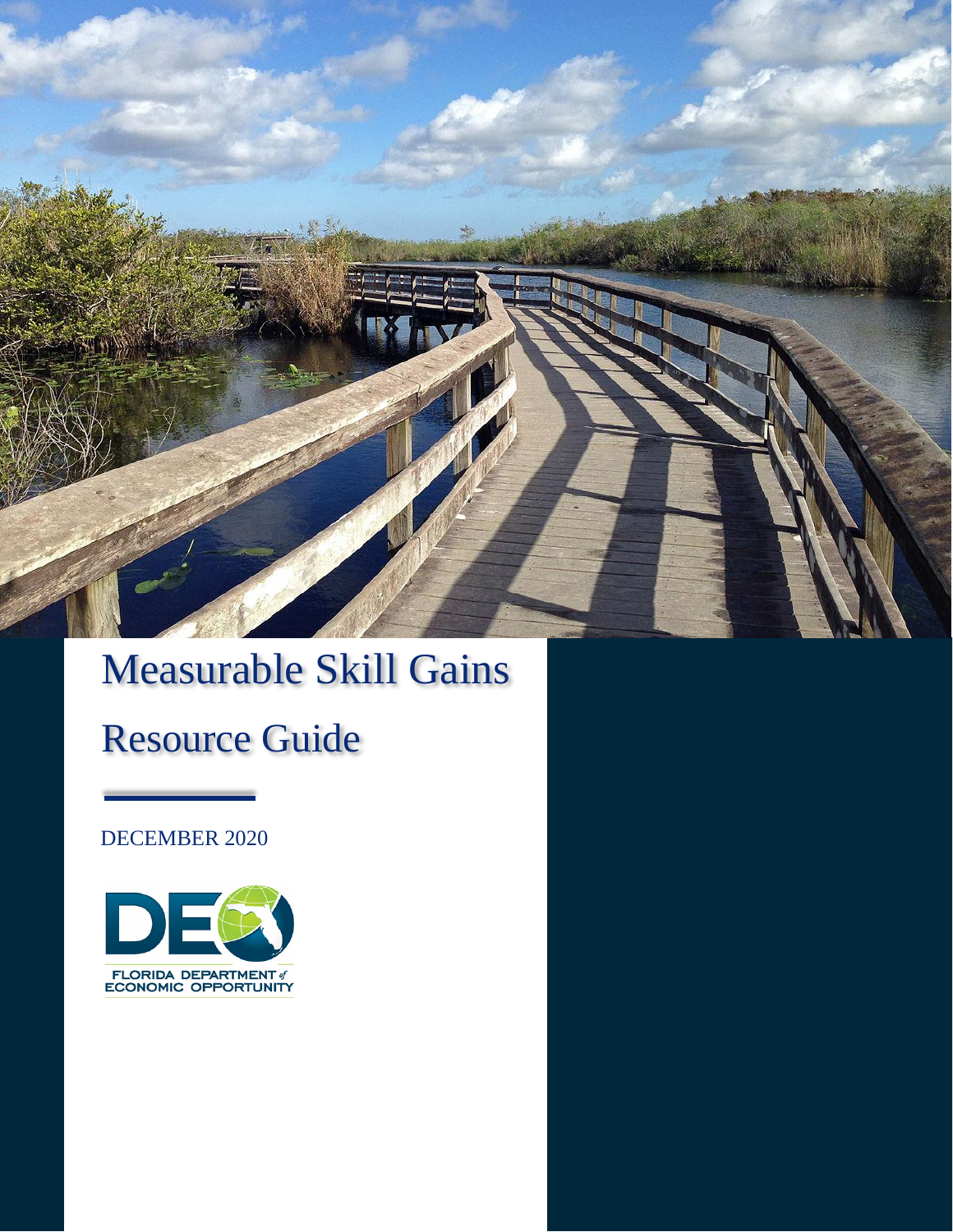# Measurable Skill Gains Resource Guide

DECEMBER 2020

FLORIDA DEPARTMENT of ECONOMIC OPPORTUNITY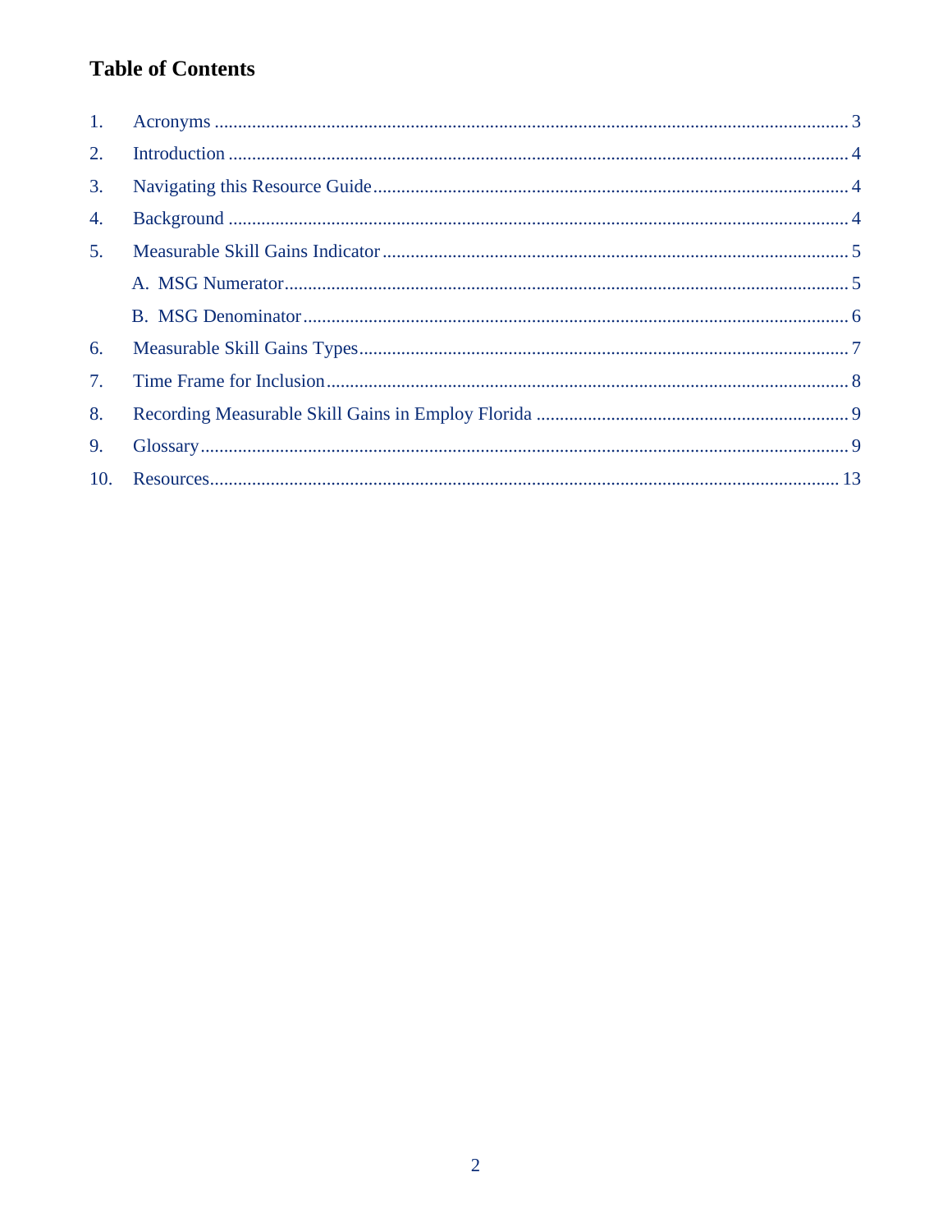# Table of Contents

1. Acronyms ........................................................................................................................ 3
2. Introduction .................................................................................................................... 4
3. Navigating this Resource Guide ..................................................................................... 4
4. Background .................................................................................................................... 4
5. Measurable Skill Gains Indicator ................................................................................... 5
   A. MSG Numerator ......................................................................................................... 5
   B. MSG Denominator ..................................................................................................... 6
6. Measurable Skill Gains Types ........................................................................................ 7
7. Time Frame for Inclusion ............................................................................................... 8
8. Recording Measurable Skill Gains in Employ Florida ................................................... 9
9. Glossary .......................................................................................................................... 9
10. Resources ...................................................................................................................... 13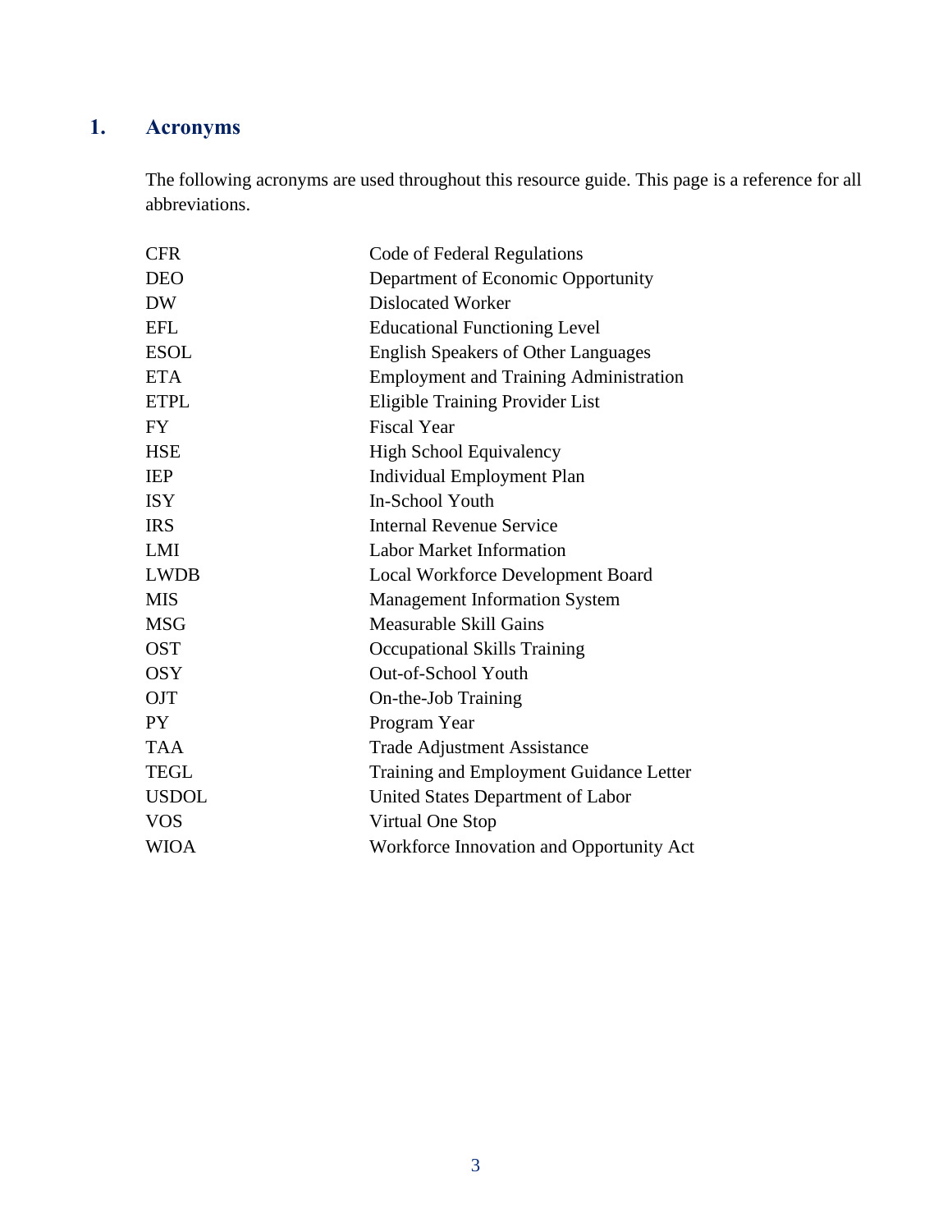## 1. Acronyms

The following acronyms are used throughout this resource guide. This page is a reference for all abbreviations.

| | |
|---|---|
| CFR | Code of Federal Regulations |
| DEO | Department of Economic Opportunity |
| DW | Dislocated Worker |
| EFL | Educational Functioning Level |
| ESOL | English Speakers of Other Languages |
| ETA | Employment and Training Administration |
| ETPL | Eligible Training Provider List |
| FY | Fiscal Year |
| HSE | High School Equivalency |
| IEP | Individual Employment Plan |
| ISY | In-School Youth |
| IRS | Internal Revenue Service |
| LMI | Labor Market Information |
| LWDB | Local Workforce Development Board |
| MIS | Management Information System |
| MSG | Measurable Skill Gains |
| OST | Occupational Skills Training |
| OSY | Out-of-School Youth |
| OJT | On-the-Job Training |
| PY | Program Year |
| TAA | Trade Adjustment Assistance |
| TEGL | Training and Employment Guidance Letter |
| USDOL | United States Department of Labor |
| VOS | Virtual One Stop |
| WIOA | Workforce Innovation and Opportunity Act |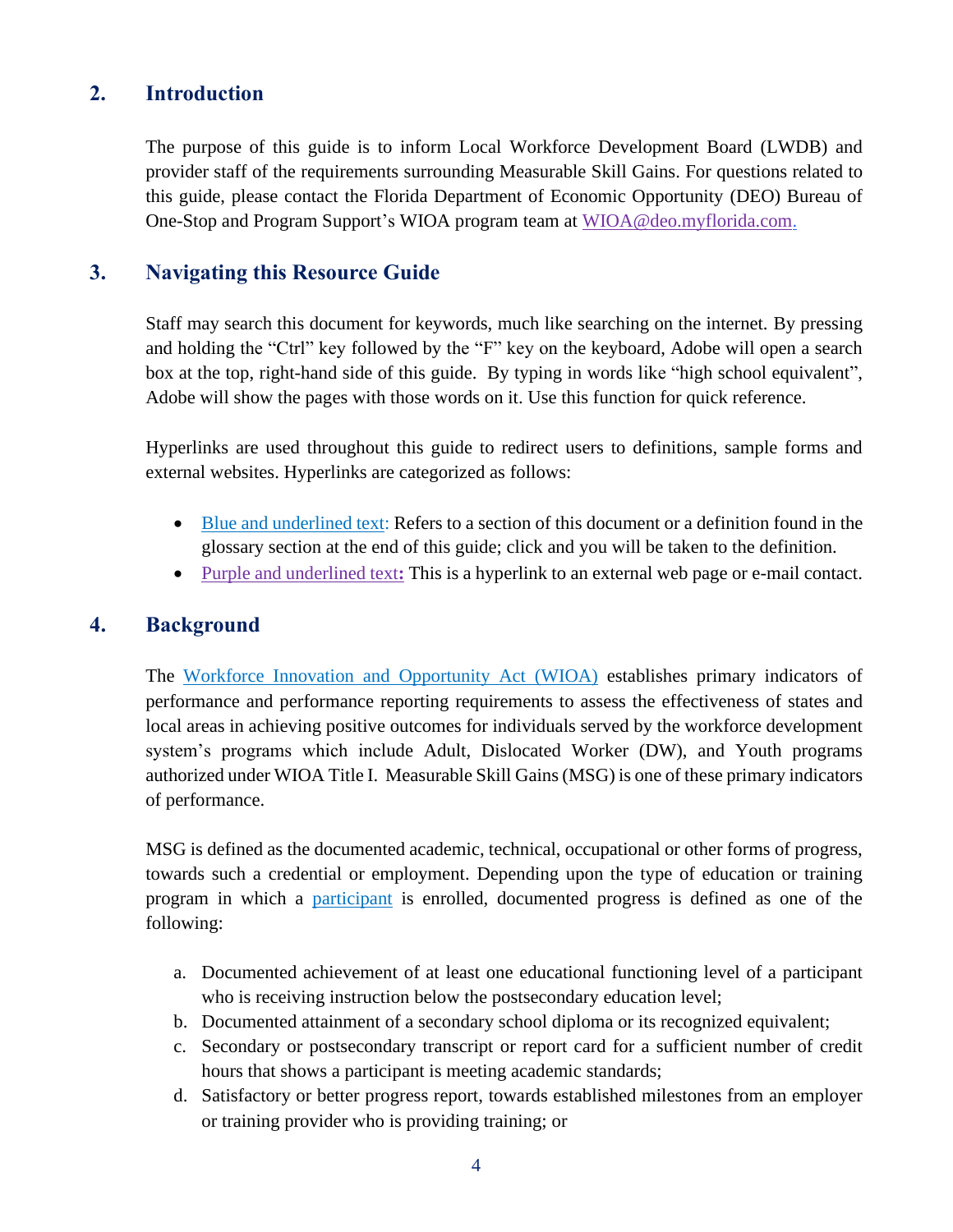## 2. Introduction

The purpose of this guide is to inform Local Workforce Development Board (LWDB) and provider staff of the requirements surrounding Measurable Skill Gains. For questions related to this guide, please contact the Florida Department of Economic Opportunity (DEO) Bureau of One-Stop and Program Support's WIOA program team at WIOA@deo.myflorida.com.

## 3. Navigating this Resource Guide

Staff may search this document for keywords, much like searching on the internet. By pressing and holding the "Ctrl" key followed by the "F" key on the keyboard, Adobe will open a search box at the top, right-hand side of this guide. By typing in words like "high school equivalent", Adobe will show the pages with those words on it. Use this function for quick reference.

Hyperlinks are used throughout this guide to redirect users to definitions, sample forms and external websites. Hyperlinks are categorized as follows:

- Blue and underlined text: Refers to a section of this document or a definition found in the glossary section at the end of this guide; click and you will be taken to the definition.
- Purple and underlined text**:** This is a hyperlink to an external web page or e-mail contact.

## 4. Background

The Workforce Innovation and Opportunity Act (WIOA) establishes primary indicators of performance and performance reporting requirements to assess the effectiveness of states and local areas in achieving positive outcomes for individuals served by the workforce development system's programs which include Adult, Dislocated Worker (DW), and Youth programs authorized under WIOA Title I. Measurable Skill Gains (MSG) is one of these primary indicators of performance.

MSG is defined as the documented academic, technical, occupational or other forms of progress, towards such a credential or employment. Depending upon the type of education or training program in which a participant is enrolled, documented progress is defined as one of the following:

a. Documented achievement of at least one educational functioning level of a participant who is receiving instruction below the postsecondary education level;
b. Documented attainment of a secondary school diploma or its recognized equivalent;
c. Secondary or postsecondary transcript or report card for a sufficient number of credit hours that shows a participant is meeting academic standards;
d. Satisfactory or better progress report, towards established milestones from an employer or training provider who is providing training; or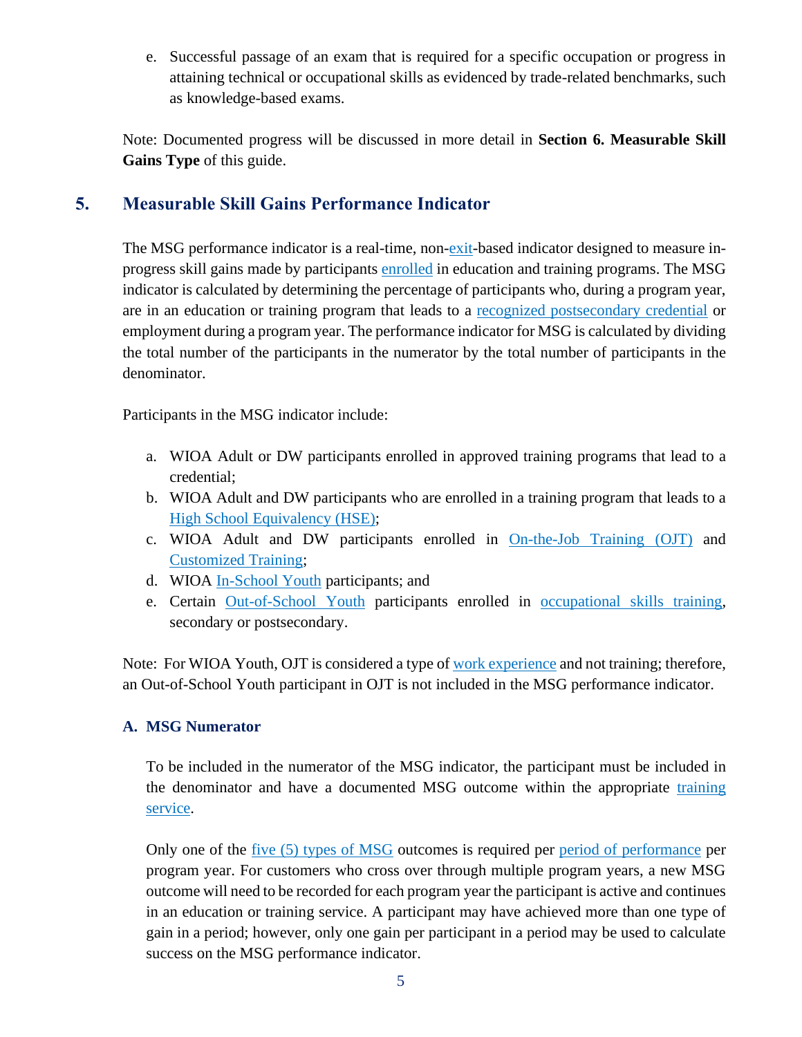e. Successful passage of an exam that is required for a specific occupation or progress in attaining technical or occupational skills as evidenced by trade-related benchmarks, such as knowledge-based exams.

Note: Documented progress will be discussed in more detail in **Section 6. Measurable Skill Gains Type** of this guide.

## 5. Measurable Skill Gains Performance Indicator

The MSG performance indicator is a real-time, non-exit-based indicator designed to measure in-progress skill gains made by participants enrolled in education and training programs. The MSG indicator is calculated by determining the percentage of participants who, during a program year, are in an education or training program that leads to a recognized postsecondary credential or employment during a program year. The performance indicator for MSG is calculated by dividing the total number of the participants in the numerator by the total number of participants in the denominator.

Participants in the MSG indicator include:

a. WIOA Adult or DW participants enrolled in approved training programs that lead to a credential;
b. WIOA Adult and DW participants who are enrolled in a training program that leads to a High School Equivalency (HSE);
c. WIOA Adult and DW participants enrolled in On-the-Job Training (OJT) and Customized Training;
d. WIOA In-School Youth participants; and
e. Certain Out-of-School Youth participants enrolled in occupational skills training, secondary or postsecondary.

Note: For WIOA Youth, OJT is considered a type of work experience and not training; therefore, an Out-of-School Youth participant in OJT is not included in the MSG performance indicator.

### A. MSG Numerator

To be included in the numerator of the MSG indicator, the participant must be included in the denominator and have a documented MSG outcome within the appropriate training service.

Only one of the five (5) types of MSG outcomes is required per period of performance per program year. For customers who cross over through multiple program years, a new MSG outcome will need to be recorded for each program year the participant is active and continues in an education or training service. A participant may have achieved more than one type of gain in a period; however, only one gain per participant in a period may be used to calculate success on the MSG performance indicator.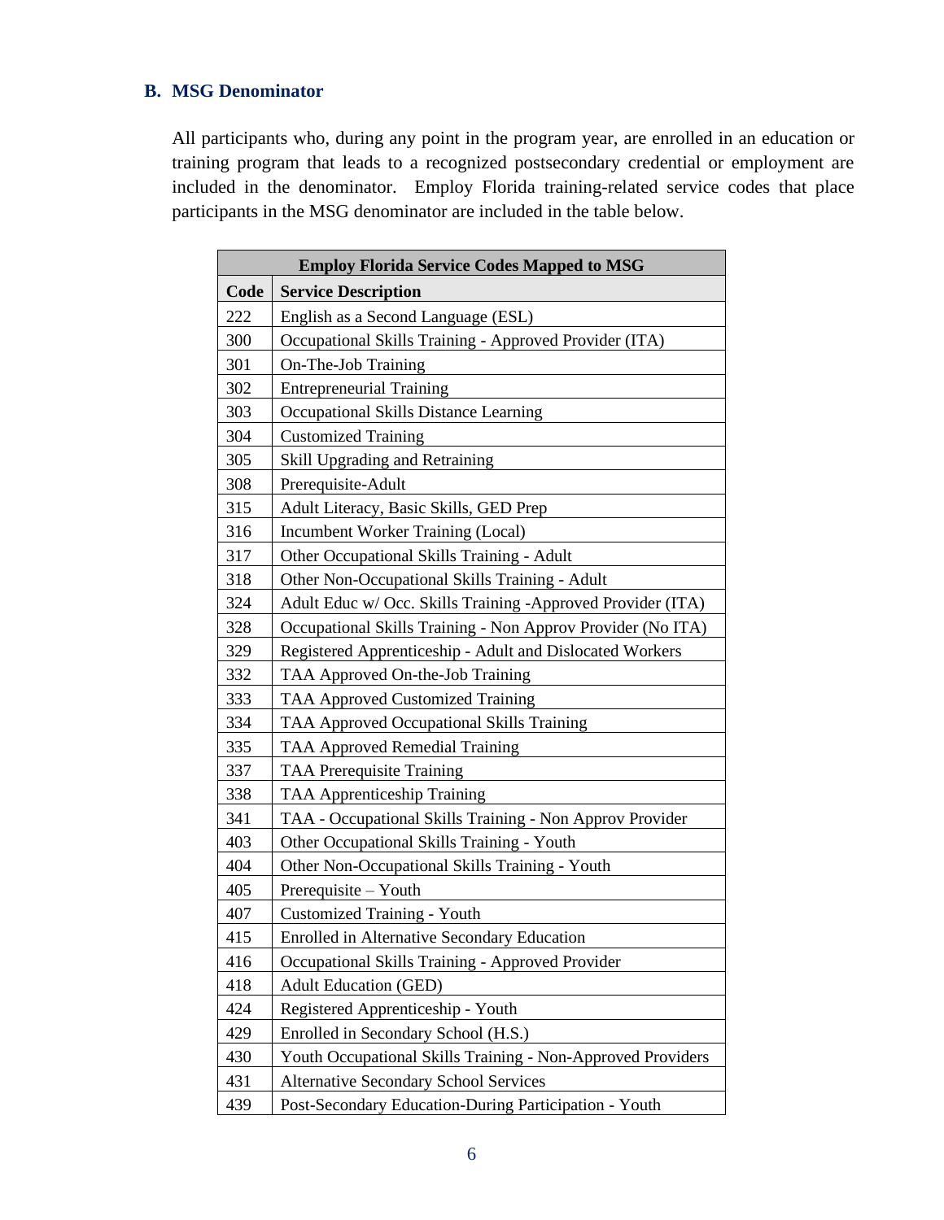### B. MSG Denominator

All participants who, during any point in the program year, are enrolled in an education or training program that leads to a recognized postsecondary credential or employment are included in the denominator. Employ Florida training-related service codes that place participants in the MSG denominator are included in the table below.

| Employ Florida Service Codes Mapped to MSG | |
|---|---|
| **Code** | **Service Description** |
| 222 | English as a Second Language (ESL) |
| 300 | Occupational Skills Training - Approved Provider (ITA) |
| 301 | On-The-Job Training |
| 302 | Entrepreneurial Training |
| 303 | Occupational Skills Distance Learning |
| 304 | Customized Training |
| 305 | Skill Upgrading and Retraining |
| 308 | Prerequisite-Adult |
| 315 | Adult Literacy, Basic Skills, GED Prep |
| 316 | Incumbent Worker Training (Local) |
| 317 | Other Occupational Skills Training - Adult |
| 318 | Other Non-Occupational Skills Training - Adult |
| 324 | Adult Educ w/ Occ. Skills Training -Approved Provider (ITA) |
| 328 | Occupational Skills Training - Non Approv Provider (No ITA) |
| 329 | Registered Apprenticeship - Adult and Dislocated Workers |
| 332 | TAA Approved On-the-Job Training |
| 333 | TAA Approved Customized Training |
| 334 | TAA Approved Occupational Skills Training |
| 335 | TAA Approved Remedial Training |
| 337 | TAA Prerequisite Training |
| 338 | TAA Apprenticeship Training |
| 341 | TAA - Occupational Skills Training - Non Approv Provider |
| 403 | Other Occupational Skills Training - Youth |
| 404 | Other Non-Occupational Skills Training - Youth |
| 405 | Prerequisite – Youth |
| 407 | Customized Training - Youth |
| 415 | Enrolled in Alternative Secondary Education |
| 416 | Occupational Skills Training - Approved Provider |
| 418 | Adult Education (GED) |
| 424 | Registered Apprenticeship - Youth |
| 429 | Enrolled in Secondary School (H.S.) |
| 430 | Youth Occupational Skills Training - Non-Approved Providers |
| 431 | Alternative Secondary School Services |
| 439 | Post-Secondary Education-During Participation - Youth |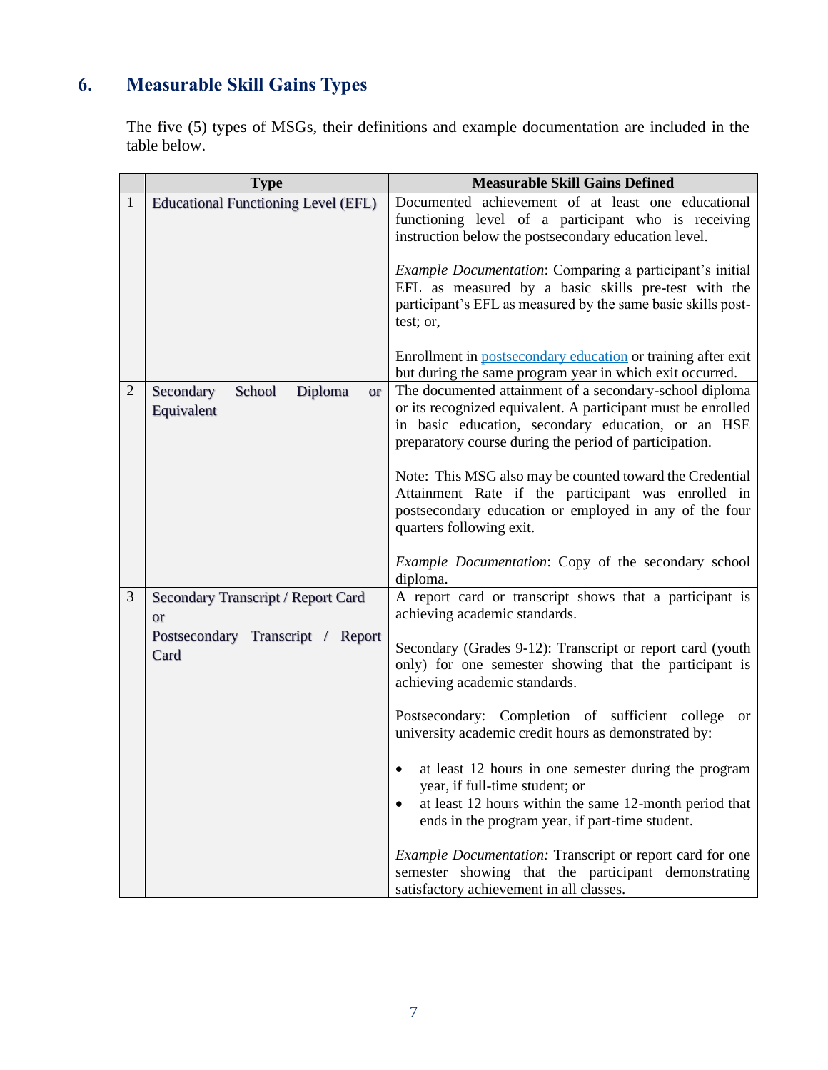## 6. Measurable Skill Gains Types

The five (5) types of MSGs, their definitions and example documentation are included in the table below.

| | Type | Measurable Skill Gains Defined |
|---|---|---|
| 1 | Educational Functioning Level (EFL) | Documented achievement of at least one educational functioning level of a participant who is receiving instruction below the postsecondary education level.<br><br>*Example Documentation*: Comparing a participant's initial EFL as measured by a basic skills pre-test with the participant's EFL as measured by the same basic skills post-test; or,<br><br>Enrollment in postsecondary education or training after exit but during the same program year in which exit occurred. |
| 2 | Secondary School Diploma or Equivalent | The documented attainment of a secondary-school diploma or its recognized equivalent. A participant must be enrolled in basic education, secondary education, or an HSE preparatory course during the period of participation.<br><br>Note: This MSG also may be counted toward the Credential Attainment Rate if the participant was enrolled in postsecondary education or employed in any of the four quarters following exit.<br><br>*Example Documentation*: Copy of the secondary school diploma. |
| 3 | Secondary Transcript / Report Card or Postsecondary Transcript / Report Card | A report card or transcript shows that a participant is achieving academic standards.<br><br>Secondary (Grades 9-12): Transcript or report card (youth only) for one semester showing that the participant is achieving academic standards.<br><br>Postsecondary: Completion of sufficient college or university academic credit hours as demonstrated by:<br><br>• at least 12 hours in one semester during the program year, if full-time student; or<br>• at least 12 hours within the same 12-month period that ends in the program year, if part-time student.<br><br>*Example Documentation:* Transcript or report card for one semester showing that the participant demonstrating satisfactory achievement in all classes. |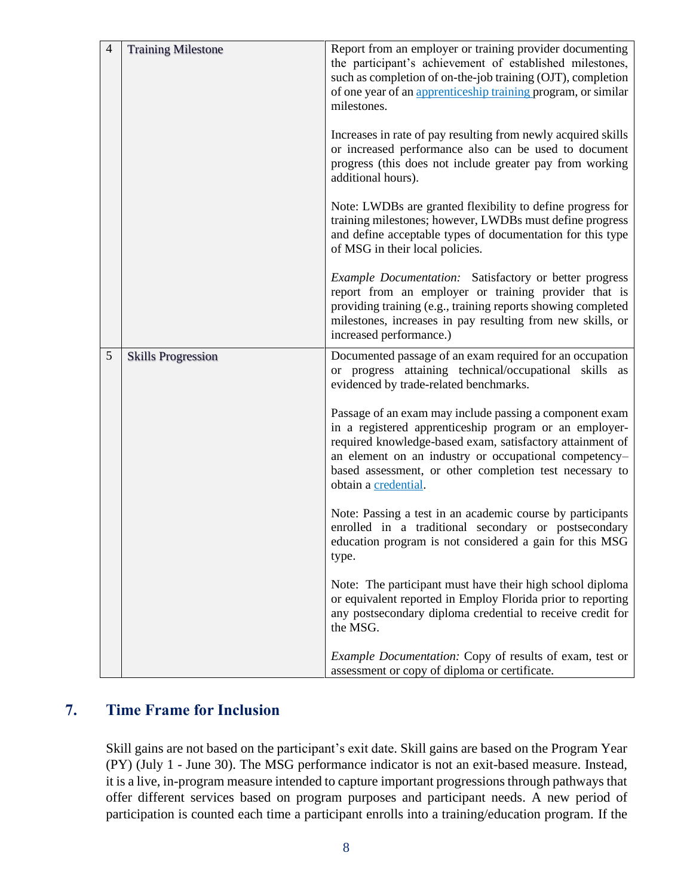| | | |
|---|---|---|
| 4 | Training Milestone | Report from an employer or training provider documenting the participant's achievement of established milestones, such as completion of on-the-job training (OJT), completion of one year of an apprenticeship training program, or similar milestones.<br><br>Increases in rate of pay resulting from newly acquired skills or increased performance also can be used to document progress (this does not include greater pay from working additional hours).<br><br>Note: LWDBs are granted flexibility to define progress for training milestones; however, LWDBs must define progress and define acceptable types of documentation for this type of MSG in their local policies.<br><br>*Example Documentation:* Satisfactory or better progress report from an employer or training provider that is providing training (e.g., training reports showing completed milestones, increases in pay resulting from new skills, or increased performance.) |
| 5 | Skills Progression | Documented passage of an exam required for an occupation or progress attaining technical/occupational skills as evidenced by trade-related benchmarks.<br><br>Passage of an exam may include passing a component exam in a registered apprenticeship program or an employer-required knowledge-based exam, satisfactory attainment of an element on an industry or occupational competency–based assessment, or other completion test necessary to obtain a credential.<br><br>Note: Passing a test in an academic course by participants enrolled in a traditional secondary or postsecondary education program is not considered a gain for this MSG type.<br><br>Note: The participant must have their high school diploma or equivalent reported in Employ Florida prior to reporting any postsecondary diploma credential to receive credit for the MSG.<br><br>*Example Documentation:* Copy of results of exam, test or assessment or copy of diploma or certificate. |

## 7. Time Frame for Inclusion

Skill gains are not based on the participant's exit date. Skill gains are based on the Program Year (PY) (July 1 - June 30). The MSG performance indicator is not an exit-based measure. Instead, it is a live, in-program measure intended to capture important progressions through pathways that offer different services based on program purposes and participant needs. A new period of participation is counted each time a participant enrolls into a training/education program. If the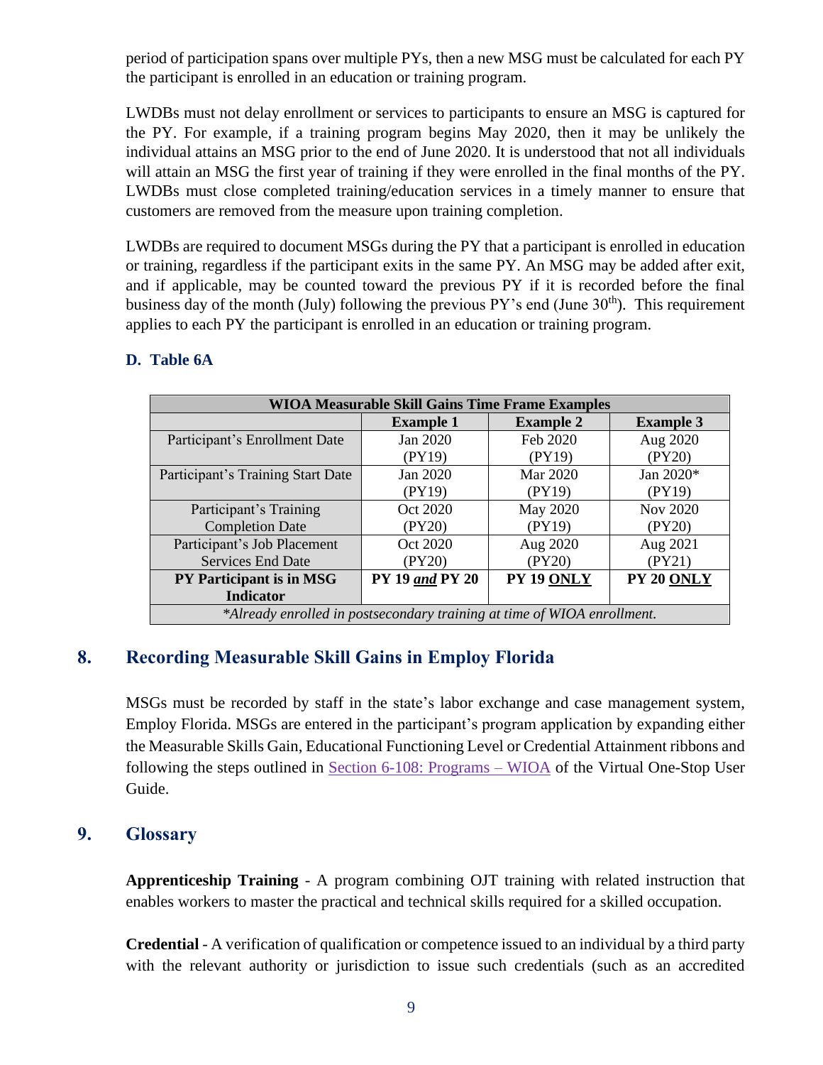period of participation spans over multiple PYs, then a new MSG must be calculated for each PY the participant is enrolled in an education or training program.

LWDBs must not delay enrollment or services to participants to ensure an MSG is captured for the PY. For example, if a training program begins May 2020, then it may be unlikely the individual attains an MSG prior to the end of June 2020. It is understood that not all individuals will attain an MSG the first year of training if they were enrolled in the final months of the PY. LWDBs must close completed training/education services in a timely manner to ensure that customers are removed from the measure upon training completion.

LWDBs are required to document MSGs during the PY that a participant is enrolled in education or training, regardless if the participant exits in the same PY. An MSG may be added after exit, and if applicable, may be counted toward the previous PY if it is recorded before the final business day of the month (July) following the previous PY's end (June 30th). This requirement applies to each PY the participant is enrolled in an education or training program.

### D. Table 6A

| **WIOA Measurable Skill Gains Time Frame Examples** | | | |
|---|---|---|---|
| | **Example 1** | **Example 2** | **Example 3** |
| Participant's Enrollment Date | Jan 2020 (PY19) | Feb 2020 (PY19) | Aug 2020 (PY20) |
| Participant's Training Start Date | Jan 2020 (PY19) | Mar 2020 (PY19) | Jan 2020* (PY19) |
| Participant's Training Completion Date | Oct 2020 (PY20) | May 2020 (PY19) | Nov 2020 (PY20) |
| Participant's Job Placement Services End Date | Oct 2020 (PY20) | Aug 2020 (PY20) | Aug 2021 (PY21) |
| **PY Participant is in MSG Indicator** | **PY 19 *and* PY 20** | **PY 19 ONLY** | **PY 20 ONLY** |
| *\*Already enrolled in postsecondary training at time of WIOA enrollment.* | | | |

## 8. Recording Measurable Skill Gains in Employ Florida

MSGs must be recorded by staff in the state's labor exchange and case management system, Employ Florida. MSGs are entered in the participant's program application by expanding either the Measurable Skills Gain, Educational Functioning Level or Credential Attainment ribbons and following the steps outlined in Section 6-108: Programs – WIOA of the Virtual One-Stop User Guide.

## 9. Glossary

**Apprenticeship Training** - A program combining OJT training with related instruction that enables workers to master the practical and technical skills required for a skilled occupation.

**Credential** - A verification of qualification or competence issued to an individual by a third party with the relevant authority or jurisdiction to issue such credentials (such as an accredited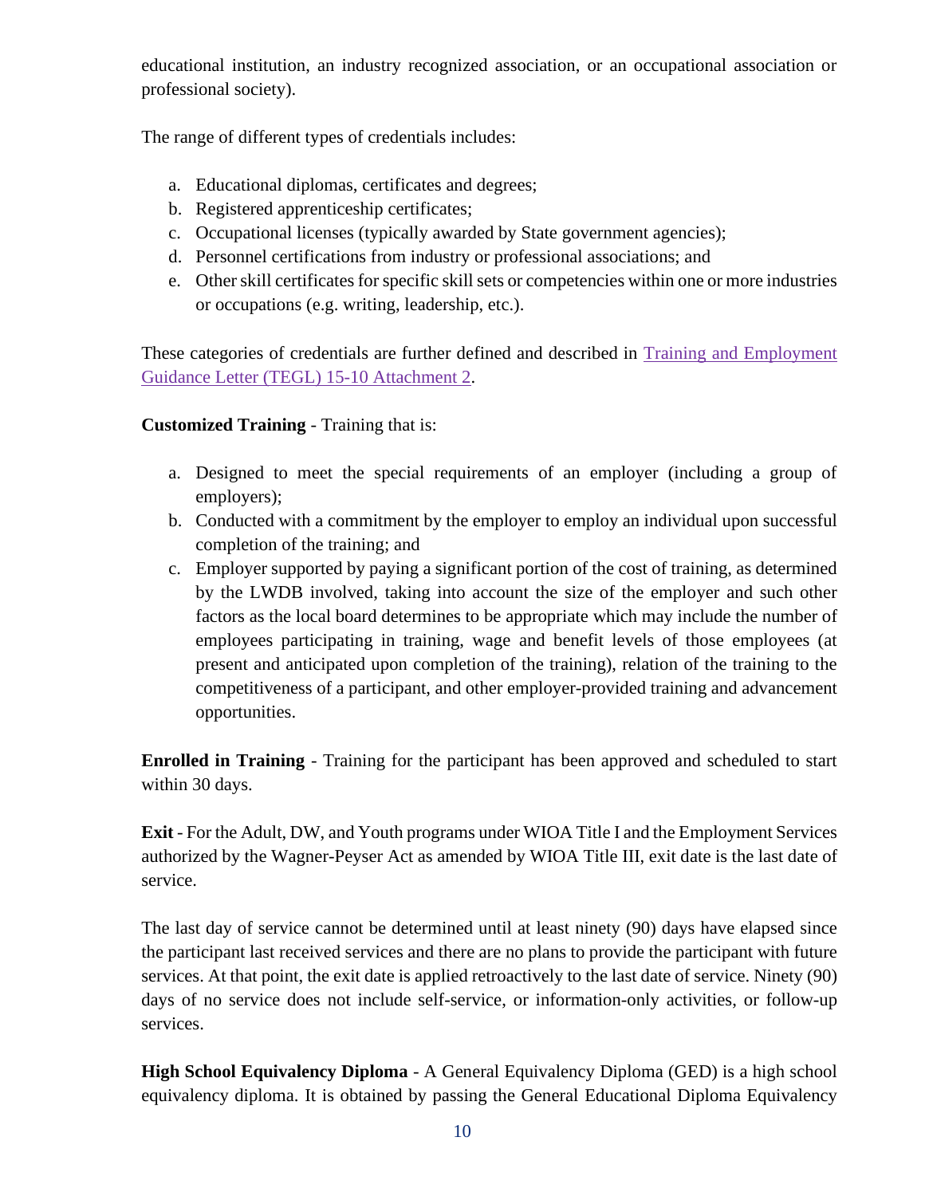educational institution, an industry recognized association, or an occupational association or professional society).

The range of different types of credentials includes:

a. Educational diplomas, certificates and degrees;
b. Registered apprenticeship certificates;
c. Occupational licenses (typically awarded by State government agencies);
d. Personnel certifications from industry or professional associations; and
e. Other skill certificates for specific skill sets or competencies within one or more industries or occupations (e.g. writing, leadership, etc.).

These categories of credentials are further defined and described in [Training and Employment Guidance Letter (TEGL) 15-10 Attachment 2].

**Customized Training** - Training that is:

a. Designed to meet the special requirements of an employer (including a group of employers);
b. Conducted with a commitment by the employer to employ an individual upon successful completion of the training; and
c. Employer supported by paying a significant portion of the cost of training, as determined by the LWDB involved, taking into account the size of the employer and such other factors as the local board determines to be appropriate which may include the number of employees participating in training, wage and benefit levels of those employees (at present and anticipated upon completion of the training), relation of the training to the competitiveness of a participant, and other employer-provided training and advancement opportunities.

**Enrolled in Training** - Training for the participant has been approved and scheduled to start within 30 days.

**Exit** - For the Adult, DW, and Youth programs under WIOA Title I and the Employment Services authorized by the Wagner-Peyser Act as amended by WIOA Title III, exit date is the last date of service.

The last day of service cannot be determined until at least ninety (90) days have elapsed since the participant last received services and there are no plans to provide the participant with future services. At that point, the exit date is applied retroactively to the last date of service. Ninety (90) days of no service does not include self-service, or information-only activities, or follow-up services.

**High School Equivalency Diploma** - A General Equivalency Diploma (GED) is a high school equivalency diploma. It is obtained by passing the General Educational Diploma Equivalency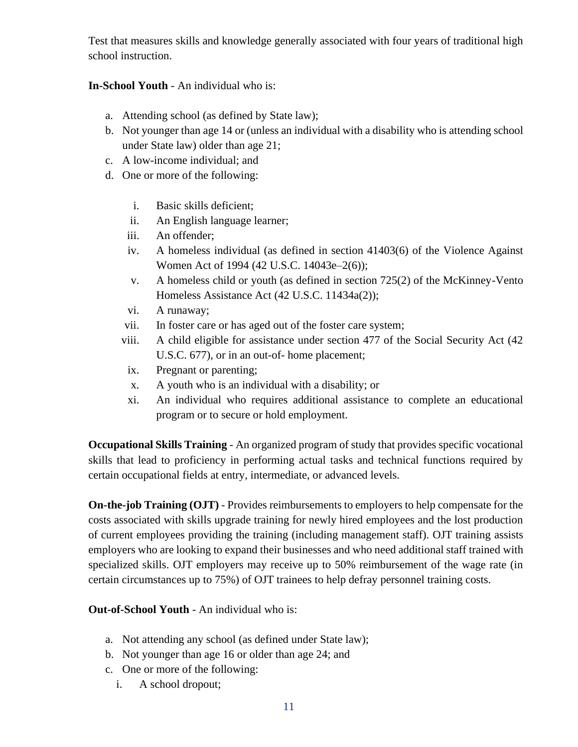Test that measures skills and knowledge generally associated with four years of traditional high school instruction.

**In-School Youth** - An individual who is:

a. Attending school (as defined by State law);
b. Not younger than age 14 or (unless an individual with a disability who is attending school under State law) older than age 21;
c. A low-income individual; and
d. One or more of the following:

    i. Basic skills deficient;
    ii. An English language learner;
    iii. An offender;
    iv. A homeless individual (as defined in section 41403(6) of the Violence Against Women Act of 1994 (42 U.S.C. 14043e–2(6));
    v. A homeless child or youth (as defined in section 725(2) of the McKinney-Vento Homeless Assistance Act (42 U.S.C. 11434a(2));
    vi. A runaway;
    vii. In foster care or has aged out of the foster care system;
    viii. A child eligible for assistance under section 477 of the Social Security Act (42 U.S.C. 677), or in an out-of- home placement;
    ix. Pregnant or parenting;
    x. A youth who is an individual with a disability; or
    xi. An individual who requires additional assistance to complete an educational program or to secure or hold employment.

**Occupational Skills Training** - An organized program of study that provides specific vocational skills that lead to proficiency in performing actual tasks and technical functions required by certain occupational fields at entry, intermediate, or advanced levels.

**On-the-job Training (OJT)** - Provides reimbursements to employers to help compensate for the costs associated with skills upgrade training for newly hired employees and the lost production of current employees providing the training (including management staff). OJT training assists employers who are looking to expand their businesses and who need additional staff trained with specialized skills. OJT employers may receive up to 50% reimbursement of the wage rate (in certain circumstances up to 75%) of OJT trainees to help defray personnel training costs.

**Out-of-School Youth** - An individual who is:

a. Not attending any school (as defined under State law);
b. Not younger than age 16 or older than age 24; and
c. One or more of the following:

    i. A school dropout;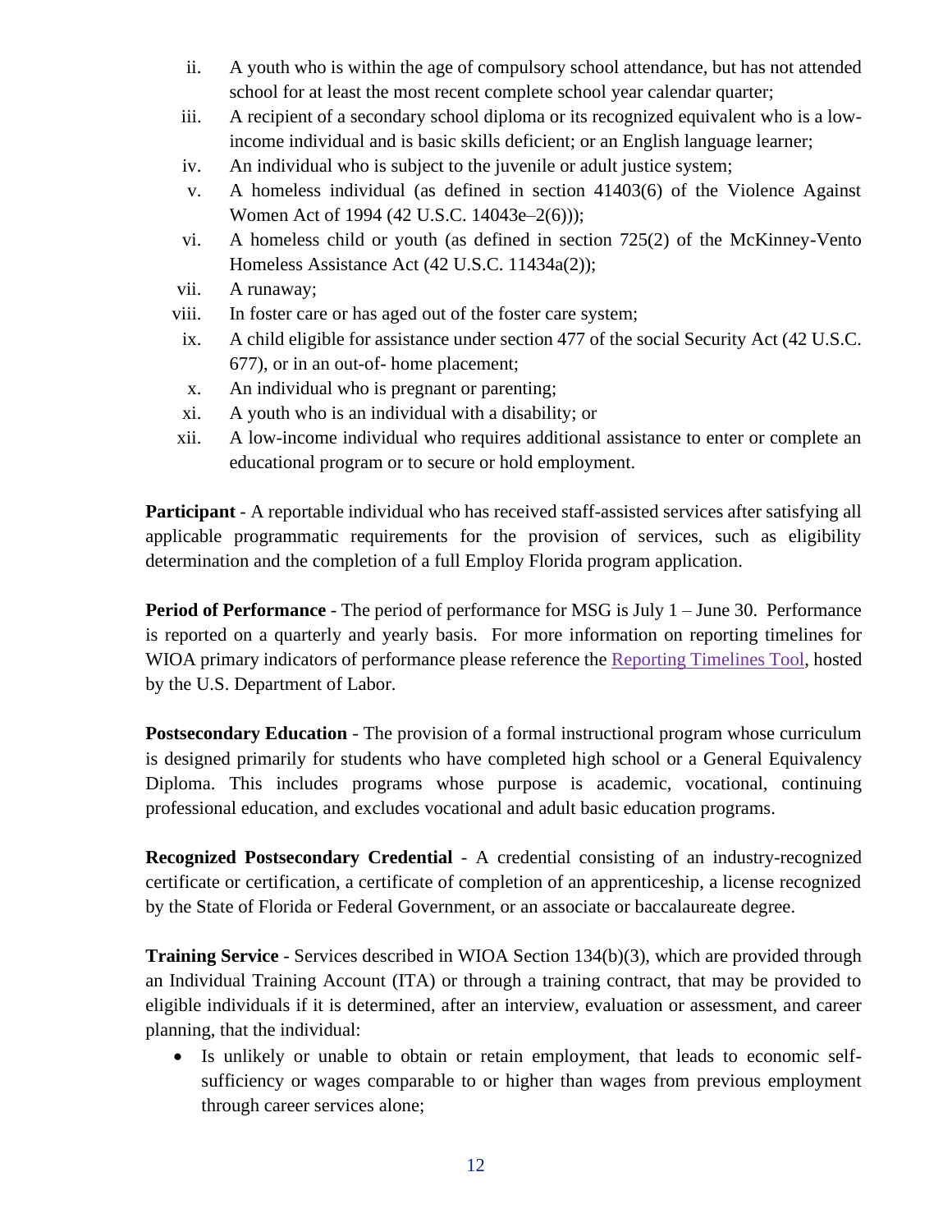ii. A youth who is within the age of compulsory school attendance, but has not attended school for at least the most recent complete school year calendar quarter;

iii. A recipient of a secondary school diploma or its recognized equivalent who is a low-income individual and is basic skills deficient; or an English language learner;

iv. An individual who is subject to the juvenile or adult justice system;

v. A homeless individual (as defined in section 41403(6) of the Violence Against Women Act of 1994 (42 U.S.C. 14043e–2(6)));

vi. A homeless child or youth (as defined in section 725(2) of the McKinney-Vento Homeless Assistance Act (42 U.S.C. 11434a(2));

vii. A runaway;

viii. In foster care or has aged out of the foster care system;

ix. A child eligible for assistance under section 477 of the social Security Act (42 U.S.C. 677), or in an out-of- home placement;

x. An individual who is pregnant or parenting;

xi. A youth who is an individual with a disability; or

xii. A low-income individual who requires additional assistance to enter or complete an educational program or to secure or hold employment.

**Participant** - A reportable individual who has received staff-assisted services after satisfying all applicable programmatic requirements for the provision of services, such as eligibility determination and the completion of a full Employ Florida program application.

**Period of Performance** - The period of performance for MSG is July 1 – June 30. Performance is reported on a quarterly and yearly basis. For more information on reporting timelines for WIOA primary indicators of performance please reference the Reporting Timelines Tool, hosted by the U.S. Department of Labor.

**Postsecondary Education** - The provision of a formal instructional program whose curriculum is designed primarily for students who have completed high school or a General Equivalency Diploma. This includes programs whose purpose is academic, vocational, continuing professional education, and excludes vocational and adult basic education programs.

**Recognized Postsecondary Credential** - A credential consisting of an industry-recognized certificate or certification, a certificate of completion of an apprenticeship, a license recognized by the State of Florida or Federal Government, or an associate or baccalaureate degree.

**Training Service** - Services described in WIOA Section 134(b)(3), which are provided through an Individual Training Account (ITA) or through a training contract, that may be provided to eligible individuals if it is determined, after an interview, evaluation or assessment, and career planning, that the individual:

- Is unlikely or unable to obtain or retain employment, that leads to economic self-sufficiency or wages comparable to or higher than wages from previous employment through career services alone;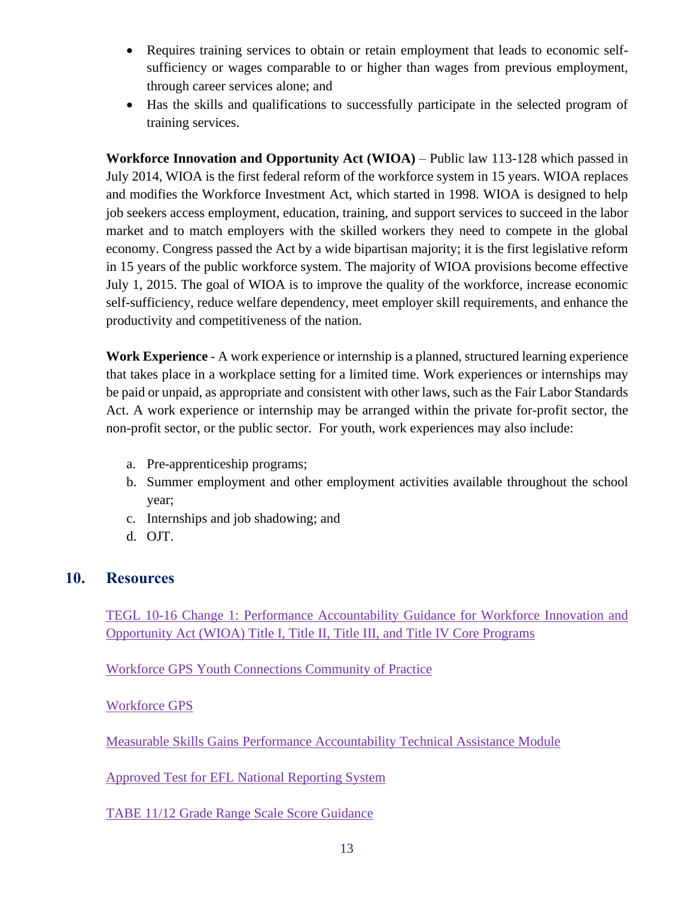- Requires training services to obtain or retain employment that leads to economic self-sufficiency or wages comparable to or higher than wages from previous employment, through career services alone; and
- Has the skills and qualifications to successfully participate in the selected program of training services.

**Workforce Innovation and Opportunity Act (WIOA)** – Public law 113-128 which passed in July 2014, WIOA is the first federal reform of the workforce system in 15 years. WIOA replaces and modifies the Workforce Investment Act, which started in 1998. WIOA is designed to help job seekers access employment, education, training, and support services to succeed in the labor market and to match employers with the skilled workers they need to compete in the global economy. Congress passed the Act by a wide bipartisan majority; it is the first legislative reform in 15 years of the public workforce system. The majority of WIOA provisions become effective July 1, 2015. The goal of WIOA is to improve the quality of the workforce, increase economic self-sufficiency, reduce welfare dependency, meet employer skill requirements, and enhance the productivity and competitiveness of the nation.

**Work Experience** - A work experience or internship is a planned, structured learning experience that takes place in a workplace setting for a limited time. Work experiences or internships may be paid or unpaid, as appropriate and consistent with other laws, such as the Fair Labor Standards Act. A work experience or internship may be arranged within the private for-profit sector, the non-profit sector, or the public sector. For youth, work experiences may also include:

a. Pre-apprenticeship programs;
b. Summer employment and other employment activities available throughout the school year;
c. Internships and job shadowing; and
d. OJT.

## 10. Resources

TEGL 10-16 Change 1: Performance Accountability Guidance for Workforce Innovation and Opportunity Act (WIOA) Title I, Title II, Title III, and Title IV Core Programs

Workforce GPS Youth Connections Community of Practice

Workforce GPS

Measurable Skills Gains Performance Accountability Technical Assistance Module

Approved Test for EFL National Reporting System

TABE 11/12 Grade Range Scale Score Guidance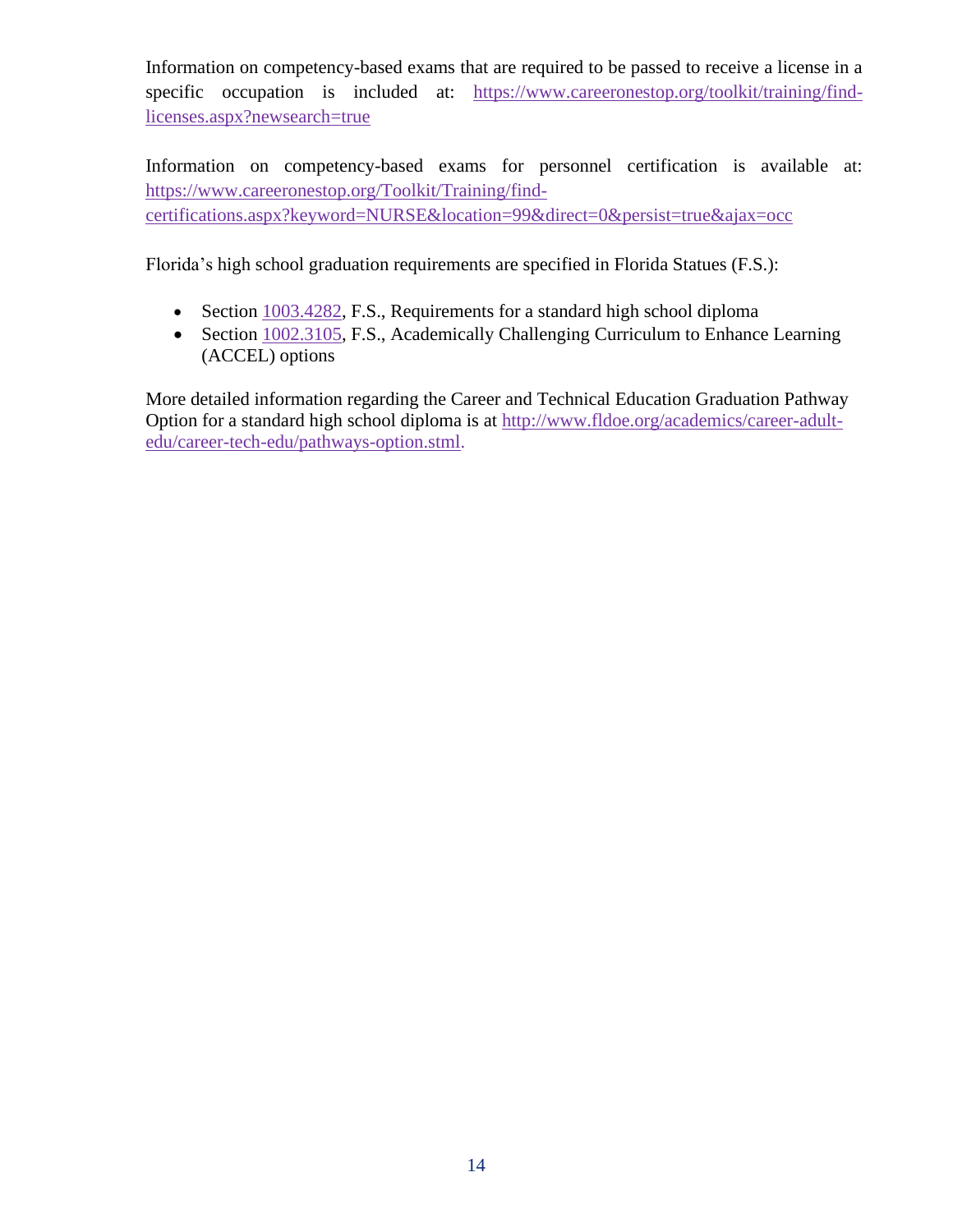Information on competency-based exams that are required to be passed to receive a license in a specific occupation is included at: [https://www.careeronestop.org/toolkit/training/find-licenses.aspx?newsearch=true](https://www.careeronestop.org/toolkit/training/find-licenses.aspx?newsearch=true)

Information on competency-based exams for personnel certification is available at: [https://www.careeronestop.org/Toolkit/Training/find-certifications.aspx?keyword=NURSE&location=99&direct=0&persist=true&ajax=occ](https://www.careeronestop.org/Toolkit/Training/find-certifications.aspx?keyword=NURSE&location=99&direct=0&persist=true&ajax=occ)

Florida's high school graduation requirements are specified in Florida Statues (F.S.):

- Section 1003.4282, F.S., Requirements for a standard high school diploma
- Section 1002.3105, F.S., Academically Challenging Curriculum to Enhance Learning (ACCEL) options

More detailed information regarding the Career and Technical Education Graduation Pathway Option for a standard high school diploma is at [http://www.fldoe.org/academics/career-adult-edu/career-tech-edu/pathways-option.stml](http://www.fldoe.org/academics/career-adult-edu/career-tech-edu/pathways-option.stml).